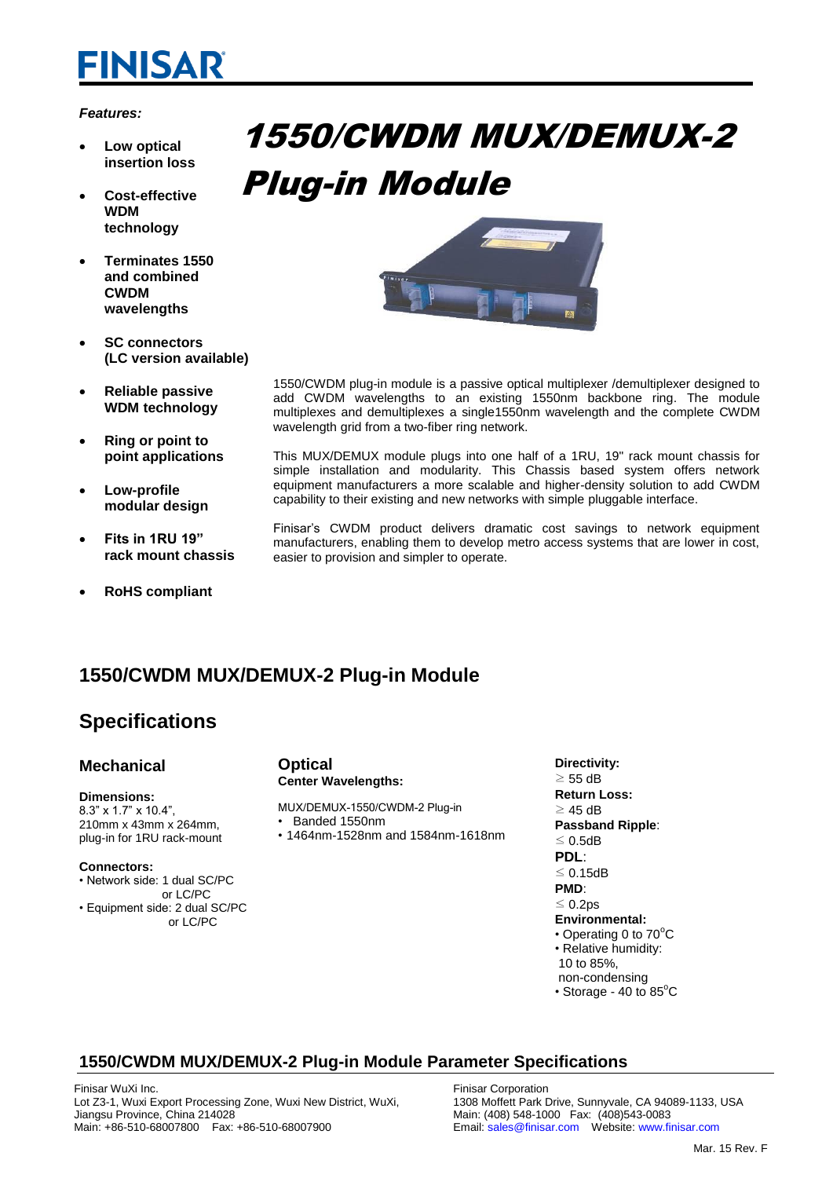# FINISAR

# 1550/CWDM MUX/DEMUX-2 Plug-in Module

*Features:*

- **Low optical insertion loss**
- **Cost-effective WDM technology**
- **Terminates 1550 and combined CWDM wavelengths**
- **SC connectors (LC version available)**
- **Reliable passive WDM technology**
- **Ring or point to point applications**
- **Low-profile modular design**
- **Fits in 1RU 19" rack mount chassis**
- **RoHS compliant**

1550/CWDM plug-in module is a passive optical multiplexer /demultiplexer designed to add CWDM wavelengths to an existing 1550nm backbone ring. The module multiplexes and demultiplexes a single1550nm wavelength and the complete CWDM wavelength grid from a two-fiber ring network.

This MUX/DEMUX module plugs into one half of a 1RU, 19" rack mount chassis for simple installation and modularity. This Chassis based system offers network equipment manufacturers a more scalable and higher-density solution to add CWDM capability to their existing and new networks with simple pluggable interface.

Finisar's CWDM product delivers dramatic cost savings to network equipment manufacturers, enabling them to develop metro access systems that are lower in cost, easier to provision and simpler to operate.

## 1550/CWDM MUX/DEMUX-2 Plug-in Module

## Specifications

### Mechanical

**Dimensions:**
8.3" x 1.7" x 10.4",
210mm x 43mm x 264mm,
plug-in for 1RU rack-mount

**Connectors:**
- Network side: 1 dual SC/PC or LC/PC
- Equipment side: 2 dual SC/PC or LC/PC

### Optical

**Center Wavelengths:**

MUX/DEMUX-1550/CWDM-2 Plug-in
- Banded 1550nm
- 1464nm-1528nm and 1584nm-1618nm

**Directivity:**
≥ 55 dB

**Return Loss:**
≥ 45 dB

**Passband Ripple**:
≤ 0.5dB

**PDL**:
≤ 0.15dB

**PMD**:
≤ 0.2ps

**Environmental:**
- Operating 0 to 70°C
- Relative humidity: 10 to 85%, non-condensing
- Storage - 40 to 85°C

## 1550/CWDM MUX/DEMUX-2 Plug-in Module Parameter Specifications

Finisar WuXi Inc.
Lot Z3-1, Wuxi Export Processing Zone, Wuxi New District, WuXi, Jiangsu Province, China 214028
Main: +86-510-68007800 Fax: +86-510-68007900

Finisar Corporation
1308 Moffett Park Drive, Sunnyvale, CA 94089-1133, USA
Main: (408) 548-1000 Fax: (408)543-0083
Email: sales@finisar.com Website: www.finisar.com

Mar. 15 Rev. F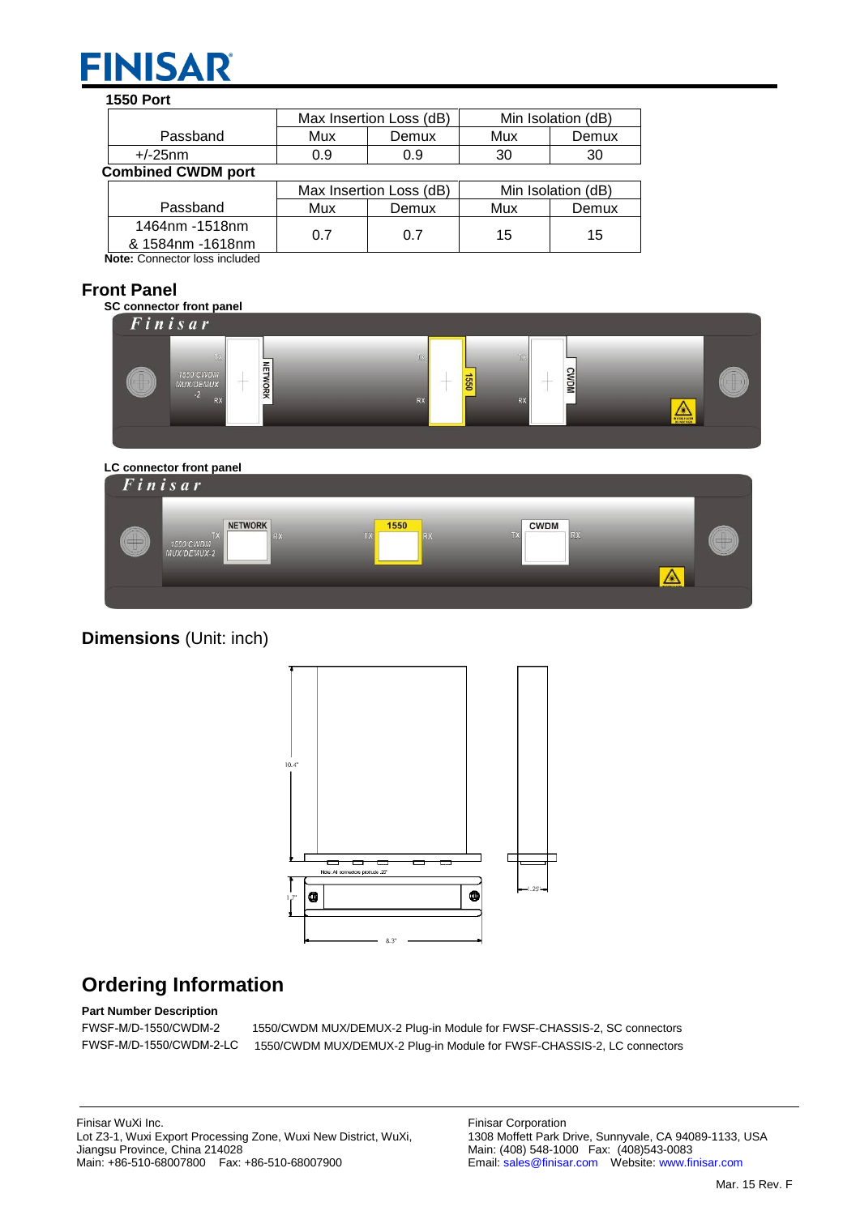### 1550 Port

| Passband | Max Insertion Loss (dB) | | Min Isolation (dB) | |
|---|---|---|---|---|
| | Mux | Demux | Mux | Demux |
| +/-25nm | 0.9 | 0.9 | 30 | 30 |

### Combined CWDM port

| Passband | Max Insertion Loss (dB) | | Min Isolation (dB) | |
|---|---|---|---|---|
| | Mux | Demux | Mux | Demux |
| 1464nm -1518nm & 1584nm -1618nm | 0.7 | 0.7 | 15 | 15 |

**Note:** Connector loss included

## Front Panel

**SC connector front panel**

**LC connector front panel**

## Dimensions (Unit: inch)

## Ordering Information

**Part Number Description**

FWSF-M/D-1550/CWDM-2 1550/CWDM MUX/DEMUX-2 Plug-in Module for FWSF-CHASSIS-2, SC connectors

FWSF-M/D-1550/CWDM-2-LC 1550/CWDM MUX/DEMUX-2 Plug-in Module for FWSF-CHASSIS-2, LC connectors

Finisar WuXi Inc.
Lot Z3-1, Wuxi Export Processing Zone, Wuxi New District, WuXi, Jiangsu Province, China 214028
Main: +86-510-68007800 Fax: +86-510-68007900

Finisar Corporation
1308 Moffett Park Drive, Sunnyvale, CA 94089-1133, USA
Main: (408) 548-1000 Fax: (408)543-0083
Email: sales@finisar.com Website: www.finisar.com

Mar. 15 Rev. F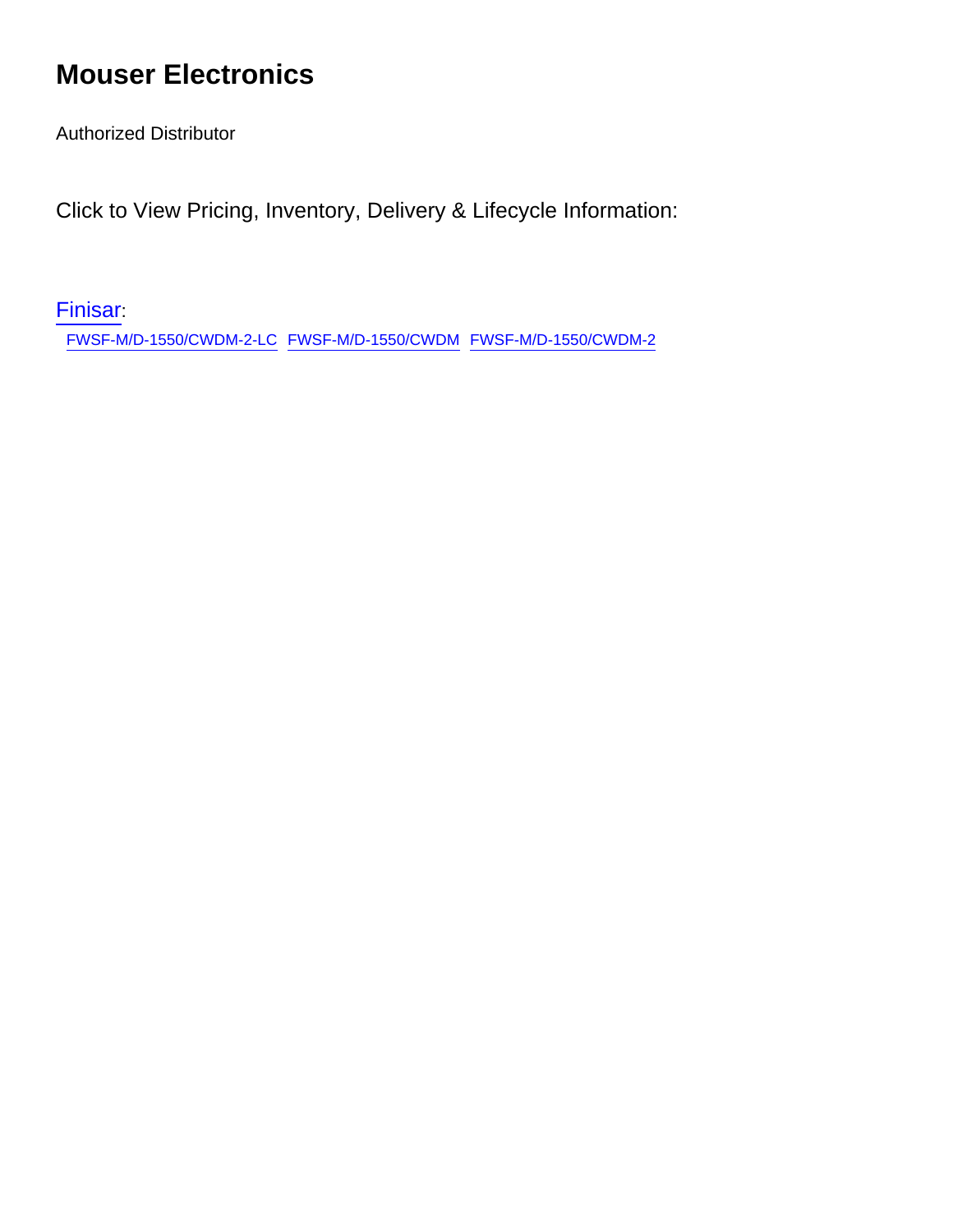# Mouser Electronics

Authorized Distributor

Click to View Pricing, Inventory, Delivery & Lifecycle Information:

Finisar:

FWSF-M/D-1550/CWDM-2-LC FWSF-M/D-1550/CWDM FWSF-M/D-1550/CWDM-2